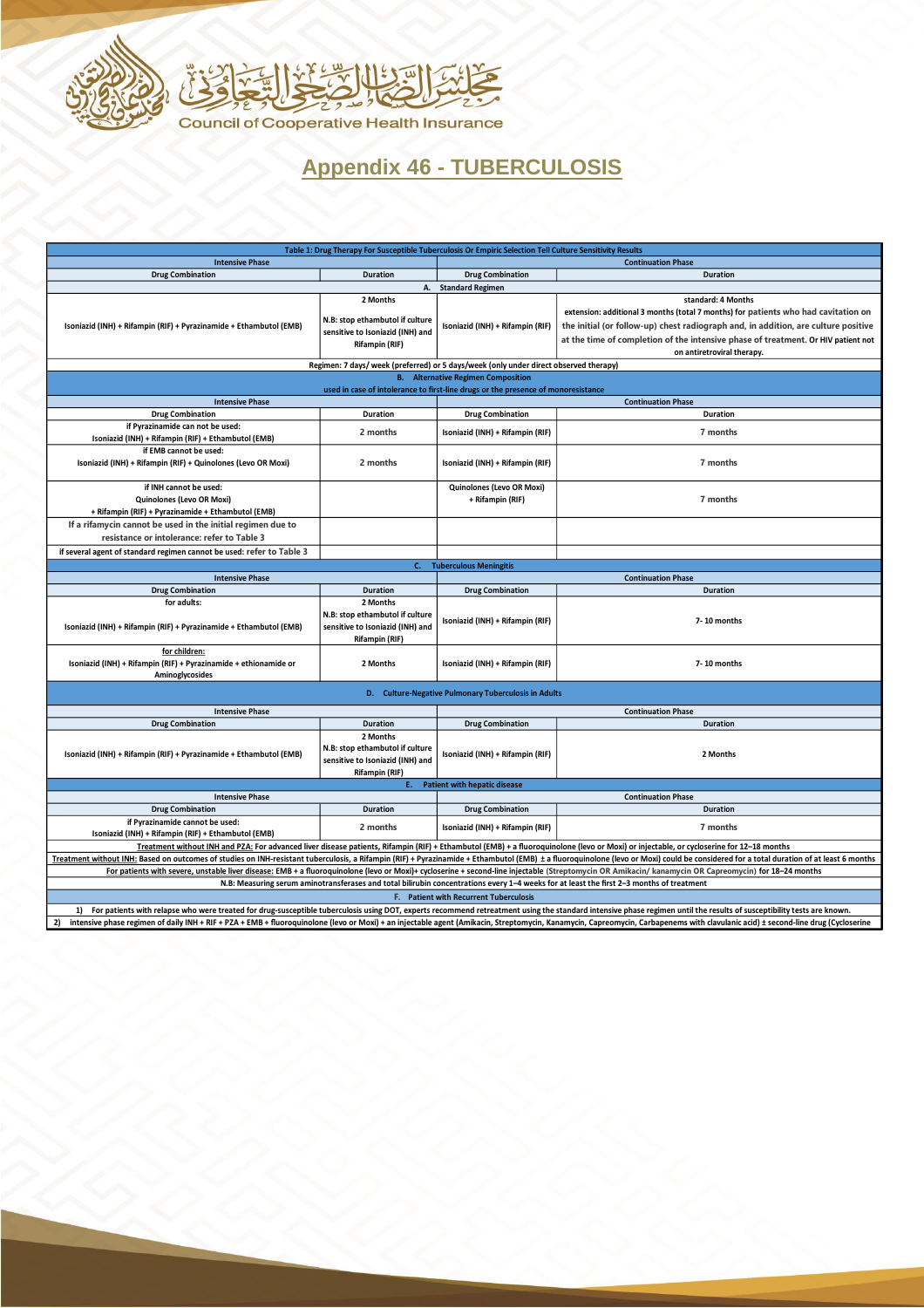مجلس الضمان الصحي التعاوني

Council of Cooperative Health Insurance

# Appendix 46 - TUBERCULOSIS

| Table 1: Drug Therapy For Susceptible Tuberculosis Or Empiric Selection Tell Culture Sensitivity Results | | | |
|---|---|---|---|
| **Intensive Phase** | | **Continuation Phase** | |
| **Drug Combination** | **Duration** | **Drug Combination** | **Duration** |
| **A. Standard Regimen** | | | |
| Isoniazid (INH) + Rifampin (RIF) + Pyrazinamide + Ethambutol (EMB) | 2 Months<br>N.B: stop ethambutol if culture sensitive to Isoniazid (INH) and Rifampin (RIF) | Isoniazid (INH) + Rifampin (RIF) | standard: 4 Months<br>extension: additional 3 months (total 7 months) for patients who had cavitation on the initial (or follow-up) chest radiograph and, in addition, are culture positive at the time of completion of the intensive phase of treatment. Or HIV patient not on antiretroviral therapy. |
| Regimen: 7 days/ week (preferred) or 5 days/week (only under direct observed therapy) | | | |
| **B. Alternative Regimen Composition**<br>used in case of intolerance to first-line drugs or the presence of monoresistance | | | |
| **Intensive Phase** | | **Continuation Phase** | |
| **Drug Combination** | **Duration** | **Drug Combination** | **Duration** |
| if Pyrazinamide can not be used:<br>Isoniazid (INH) + Rifampin (RIF) + Ethambutol (EMB) | 2 months | Isoniazid (INH) + Rifampin (RIF) | 7 months |
| if EMB cannot be used:<br>Isoniazid (INH) + Rifampin (RIF) + Quinolones (Levo OR Moxi) | 2 months | Isoniazid (INH) + Rifampin (RIF) | 7 months |
| if INH cannot be used:<br>Quinolones (Levo OR Moxi)<br>+ Rifampin (RIF) + Pyrazinamide + Ethambutol (EMB) | | Quinolones (Levo OR Moxi)<br>+ Rifampin (RIF) | 7 months |
| If a rifamycin cannot be used in the initial regimen due to resistance or intolerance: refer to Table 3 | | | |
| if several agent of standard regimen cannot be used: refer to Table 3 | | | |
| **C. Tuberculous Meningitis** | | | |
| **Intensive Phase** | | **Continuation Phase** | |
| **Drug Combination** | **Duration** | **Drug Combination** | **Duration** |
| for adults:<br>Isoniazid (INH) + Rifampin (RIF) + Pyrazinamide + Ethambutol (EMB) | 2 Months<br>N.B: stop ethambutol if culture sensitive to Isoniazid (INH) and Rifampin (RIF) | Isoniazid (INH) + Rifampin (RIF) | 7- 10 months |
| for children:<br>Isoniazid (INH) + Rifampin (RIF) + Pyrazinamide + ethionamide or Aminoglycosides | 2 Months | Isoniazid (INH) + Rifampin (RIF) | 7- 10 months |
| **D. Culture-Negative Pulmonary Tuberculosis in Adults** | | | |
| **Intensive Phase** | | **Continuation Phase** | |
| **Drug Combination** | **Duration** | **Drug Combination** | **Duration** |
| Isoniazid (INH) + Rifampin (RIF) + Pyrazinamide + Ethambutol (EMB) | 2 Months<br>N.B: stop ethambutol if culture sensitive to Isoniazid (INH) and Rifampin (RIF) | Isoniazid (INH) + Rifampin (RIF) | 2 Months |
| **E. Patient with hepatic disease** | | | |
| **Intensive Phase** | | **Continuation Phase** | |
| **Drug Combination** | **Duration** | **Drug Combination** | **Duration** |
| if Pyrazinamide cannot be used:<br>Isoniazid (INH) + Rifampin (RIF) + Ethambutol (EMB) | 2 months | Isoniazid (INH) + Rifampin (RIF) | 7 months |
| Treatment without INH and PZA: For advanced liver disease patients, Rifampin (RIF) + Ethambutol (EMB) + a fluoroquinolone (levo or Moxi) or injectable, or cycloserine for 12–18 months | | | |
| Treatment without INH: Based on outcomes of studies on INH-resistant tuberculosis, a Rifampin (RIF) + Pyrazinamide + Ethambutol (EMB) ± a fluoroquinolone (levo or Moxi) could be considered for a total duration of at least 6 months | | | |
| For patients with severe, unstable liver disease: EMB + a fluoroquinolone (levo or Moxi)+ cycloserine + second-line injectable (Streptomycin OR Amikacin/ kanamycin OR Capreomycin) for 18–24 months | | | |
| N.B: Measuring serum aminotransferases and total bilirubin concentrations every 1–4 weeks for at least the first 2–3 months of treatment | | | |
| **F. Patient with Recurrent Tuberculosis** | | | |
| 1) For patients with relapse who were treated for drug-susceptible tuberculosis using DOT, experts recommend retreatment using the standard intensive phase regimen until the results of susceptibility tests are known. | | | |
| 2) intensive phase regimen of daily INH + RIF + PZA + EMB + fluoroquinolone (levo or Moxi) + an injectable agent (Amikacin, Streptomycin, Kanamycin, Capreomycin, Carbapenems with clavulanic acid) ± second-line drug (Cycloserine | | | |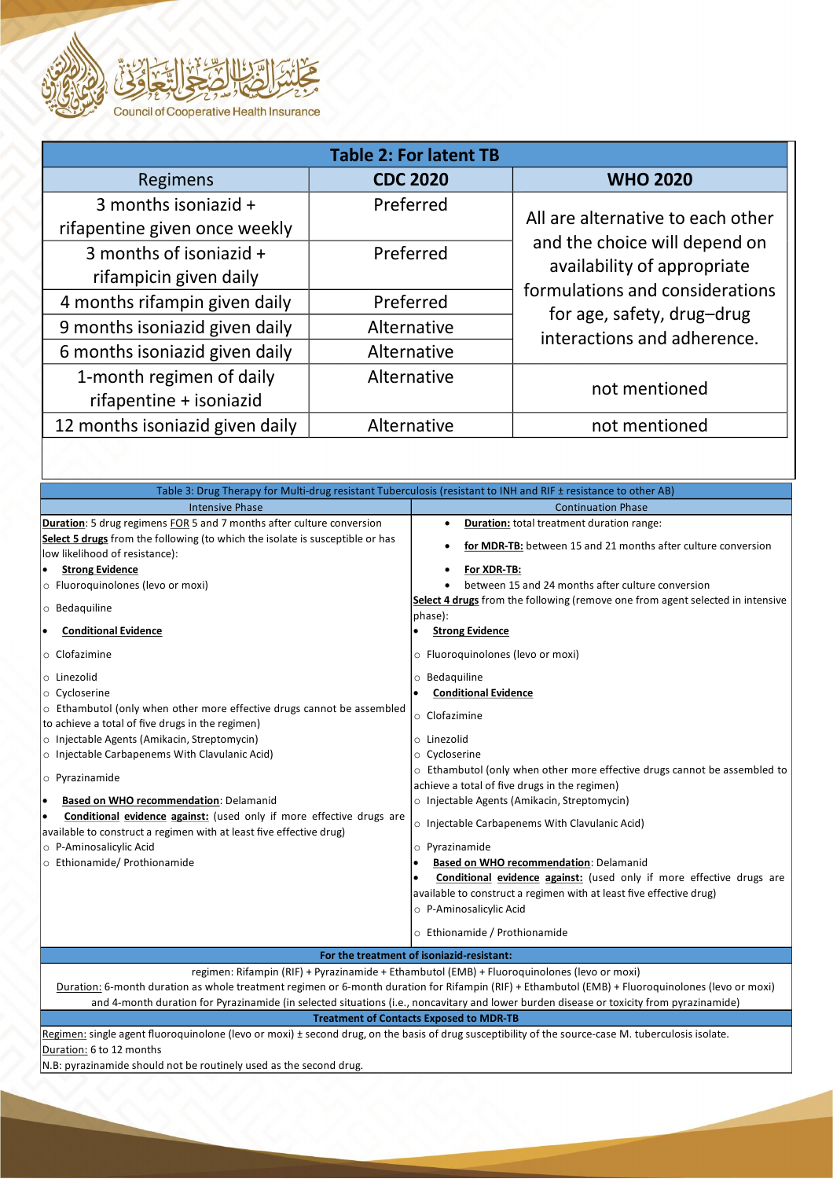| Table 2: For latent TB | | |
|---|---|---|
| Regimens | CDC 2020 | WHO 2020 |
| 3 months isoniazid + rifapentine given once weekly | Preferred | All are alternative to each other and the choice will depend on availability of appropriate formulations and considerations for age, safety, drug–drug interactions and adherence. |
| 3 months of isoniazid + rifampicin given daily | Preferred | |
| 4 months rifampin given daily | Preferred | |
| 9 months isoniazid given daily | Alternative | |
| 6 months isoniazid given daily | Alternative | |
| 1-month regimen of daily rifapentine + isoniazid | Alternative | not mentioned |
| 12 months isoniazid given daily | Alternative | not mentioned |

| Table 3: Drug Therapy for Multi-drug resistant Tuberculosis (resistant to INH and RIF ± resistance to other AB) | |
|---|---|
| Intensive Phase | Continuation Phase |
| **Duration**: 5 drug regimens FOR 5 and 7 months after culture conversion<br>**Select 5 drugs** from the following (to which the isolate is susceptible or has low likelihood of resistance):<br>• **Strong Evidence**<br>○ Fluoroquinolones (levo or moxi)<br>○ Bedaquiline<br>• **Conditional Evidence**<br>○ Clofazimine<br>○ Linezolid<br>○ Cycloserine<br>○ Ethambutol (only when other more effective drugs cannot be assembled to achieve a total of five drugs in the regimen)<br>○ Injectable Agents (Amikacin, Streptomycin)<br>○ Injectable Carbapenems With Clavulanic Acid)<br>○ Pyrazinamide<br>• **Based on WHO recommendation**: Delamanid<br>• **Conditional evidence against:** (used only if more effective drugs are available to construct a regimen with at least five effective drug)<br>○ P-Aminosalicylic Acid<br>○ Ethionamide/ Prothionamide | • **Duration:** total treatment duration range:<br>• **for MDR-TB:** between 15 and 21 months after culture conversion<br>• **For XDR-TB:**<br>• between 15 and 24 months after culture conversion<br>**Select 4 drugs** from the following (remove one from agent selected in intensive phase):<br>• **Strong Evidence**<br>○ Fluoroquinolones (levo or moxi)<br>○ Bedaquiline<br>• **Conditional Evidence**<br>○ Clofazimine<br>○ Linezolid<br>○ Cycloserine<br>○ Ethambutol (only when other more effective drugs cannot be assembled to achieve a total of five drugs in the regimen)<br>○ Injectable Agents (Amikacin, Streptomycin)<br>○ Injectable Carbapenems With Clavulanic Acid)<br>○ Pyrazinamide<br>• **Based on WHO recommendation**: Delamanid<br>• **Conditional evidence against:** (used only if more effective drugs are available to construct a regimen with at least five effective drug)<br>○ P-Aminosalicylic Acid<br>○ Ethionamide / Prothionamide |
| **For the treatment of isoniazid-resistant:** | |
| regimen: Rifampin (RIF) + Pyrazinamide + Ethambutol (EMB) + Fluoroquinolones (levo or moxi)<br>Duration: 6-month duration as whole treatment regimen or 6-month duration for Rifampin (RIF) + Ethambutol (EMB) + Fluoroquinolones (levo or moxi) and 4-month duration for Pyrazinamide (in selected situations (i.e., noncavitary and lower burden disease or toxicity from pyrazinamide) | |
| **Treatment of Contacts Exposed to MDR-TB** | |
| Regimen: single agent fluoroquinolone (levo or moxi) ± second drug, on the basis of drug susceptibility of the source-case M. tuberculosis isolate.<br>Duration: 6 to 12 months<br>N.B: pyrazinamide should not be routinely used as the second drug. | |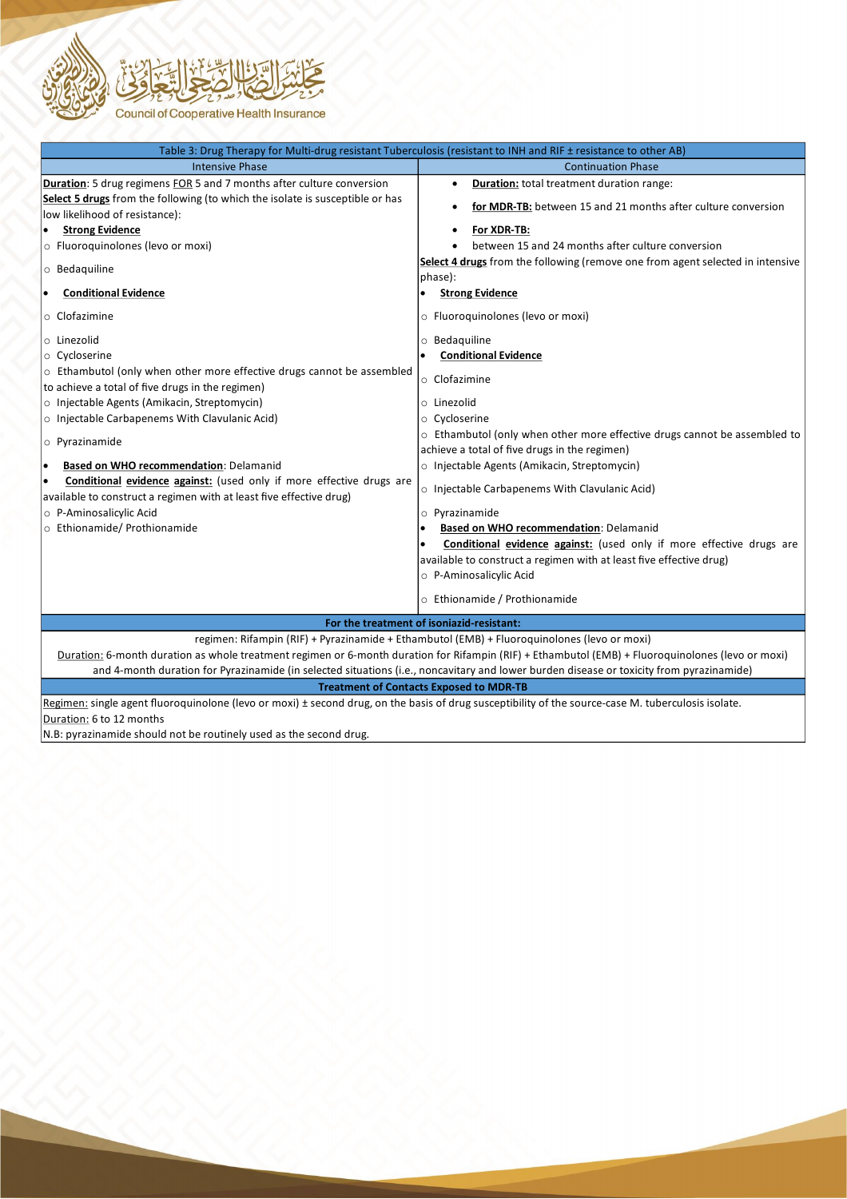| Table 3: Drug Therapy for Multi-drug resistant Tuberculosis (resistant to INH and RIF ± resistance to other AB) | |
|---|---|
| Intensive Phase | Continuation Phase |
| **Duration**: 5 drug regimens FOR 5 and 7 months after culture conversion<br>**Select 5 drugs** from the following (to which the isolate is susceptible or has low likelihood of resistance):<br>• **Strong Evidence**<br>○ Fluoroquinolones (levo or moxi)<br>○ Bedaquiline<br>• **Conditional Evidence**<br>○ Clofazimine<br>○ Linezolid<br>○ Cycloserine<br>○ Ethambutol (only when other more effective drugs cannot be assembled to achieve a total of five drugs in the regimen)<br>○ Injectable Agents (Amikacin, Streptomycin)<br>○ Injectable Carbapenems With Clavulanic Acid)<br>○ Pyrazinamide<br>• **Based on WHO recommendation**: Delamanid<br>• **Conditional evidence against:** (used only if more effective drugs are available to construct a regimen with at least five effective drug)<br>○ P-Aminosalicylic Acid<br>○ Ethionamide/ Prothionamide | • **Duration:** total treatment duration range:<br>• **for MDR-TB:** between 15 and 21 months after culture conversion<br>• **For XDR-TB:**<br>• between 15 and 24 months after culture conversion<br>**Select 4 drugs** from the following (remove one from agent selected in intensive phase):<br>• **Strong Evidence**<br>○ Fluoroquinolones (levo or moxi)<br>○ Bedaquiline<br>• **Conditional Evidence**<br>○ Clofazimine<br>○ Linezolid<br>○ Cycloserine<br>○ Ethambutol (only when other more effective drugs cannot be assembled to achieve a total of five drugs in the regimen)<br>○ Injectable Agents (Amikacin, Streptomycin)<br>○ Injectable Carbapenems With Clavulanic Acid)<br>○ Pyrazinamide<br>• **Based on WHO recommendation**: Delamanid<br>• **Conditional evidence against:** (used only if more effective drugs are available to construct a regimen with at least five effective drug)<br>○ P-Aminosalicylic Acid<br>○ Ethionamide / Prothionamide |
| **For the treatment of isoniazid-resistant:** | |
| regimen: Rifampin (RIF) + Pyrazinamide + Ethambutol (EMB) + Fluoroquinolones (levo or moxi)<br>Duration: 6-month duration as whole treatment regimen or 6-month duration for Rifampin (RIF) + Ethambutol (EMB) + Fluoroquinolones (levo or moxi) and 4-month duration for Pyrazinamide (in selected situations (i.e., noncavitary and lower burden disease or toxicity from pyrazinamide) | |
| **Treatment of Contacts Exposed to MDR-TB** | |
| Regimen: single agent fluoroquinolone (levo or moxi) ± second drug, on the basis of drug susceptibility of the source-case M. tuberculosis isolate.<br>Duration: 6 to 12 months<br>N.B: pyrazinamide should not be routinely used as the second drug. | |